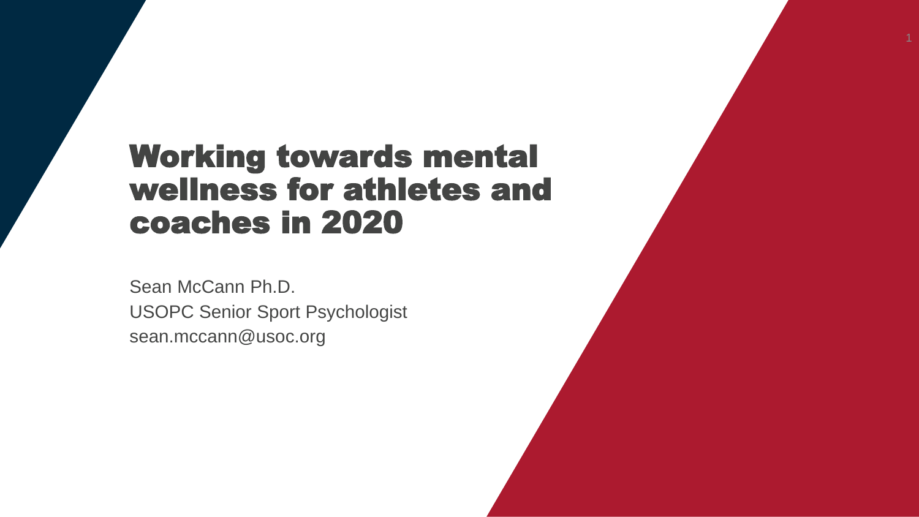# Working towards mental wellness for athletes and coaches in 2020

Sean McCann Ph.D.
USOPC Senior Sport Psychologist
sean.mccann@usoc.org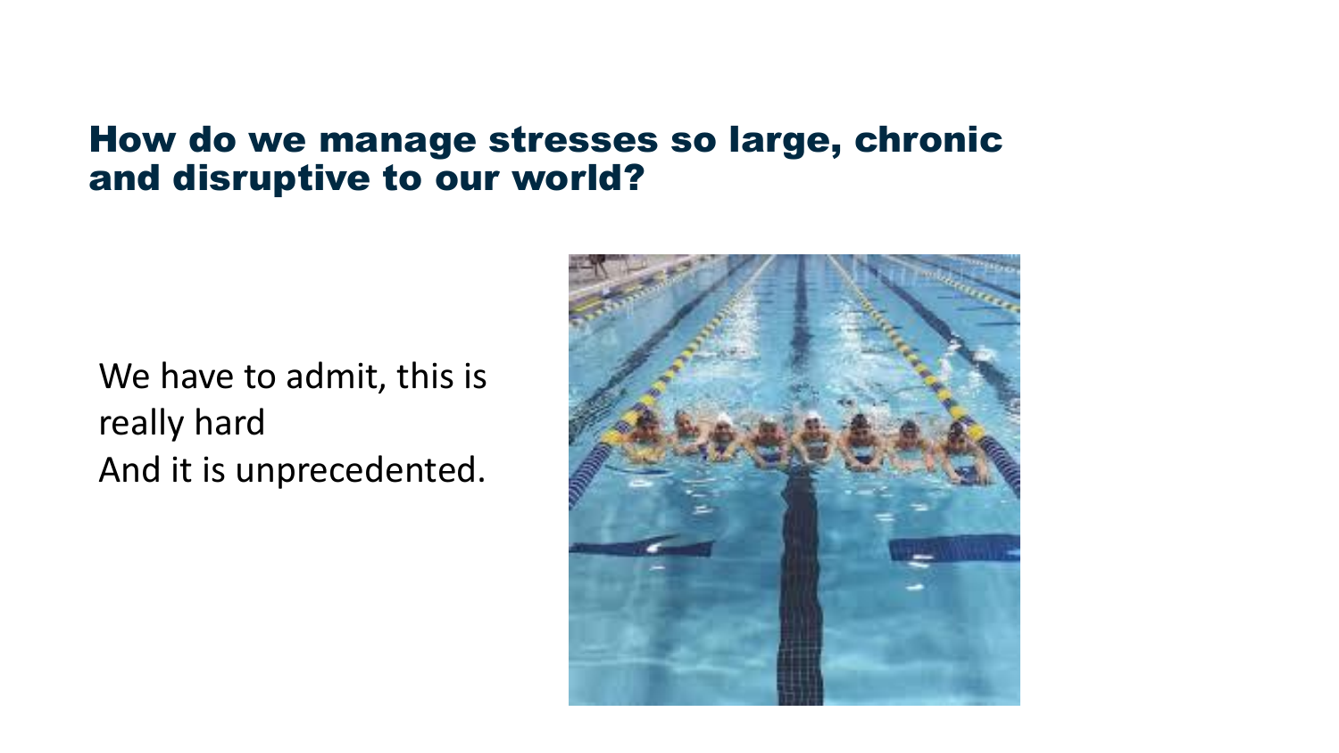## How do we manage stresses so large, chronic and disruptive to our world?

We have to admit, this is really hard
And it is unprecedented.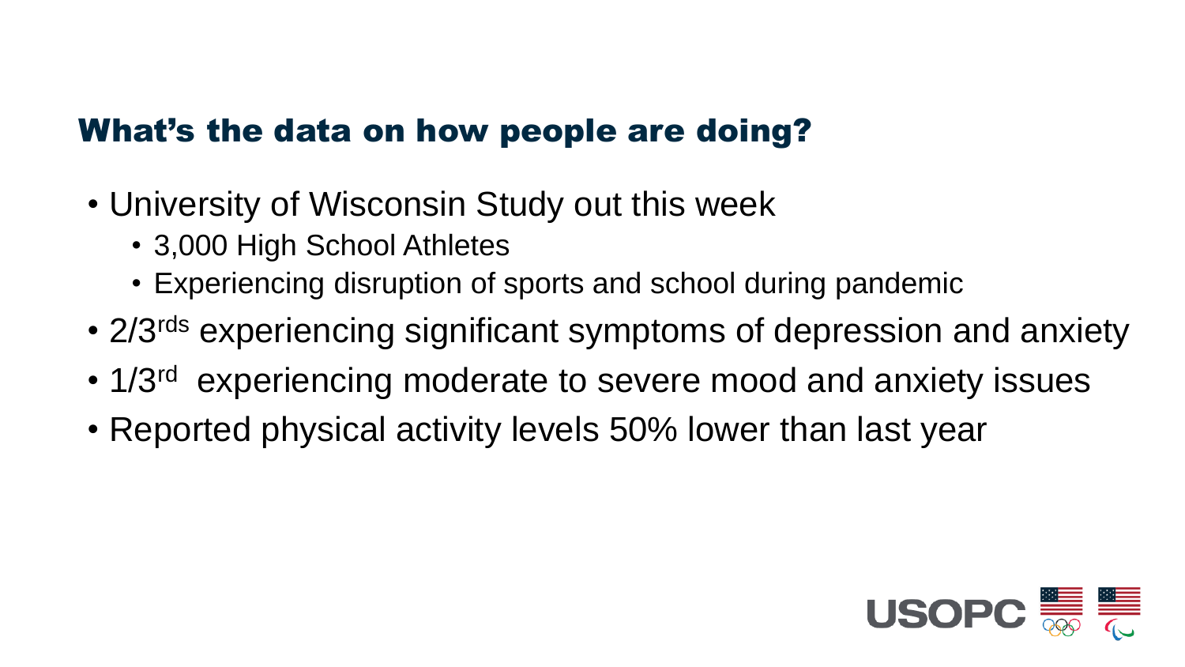## What's the data on how people are doing?

- University of Wisconsin Study out this week
  - 3,000 High School Athletes
  - Experiencing disruption of sports and school during pandemic
- 2/3rds experiencing significant symptoms of depression and anxiety
- 1/3rd experiencing moderate to severe mood and anxiety issues
- Reported physical activity levels 50% lower than last year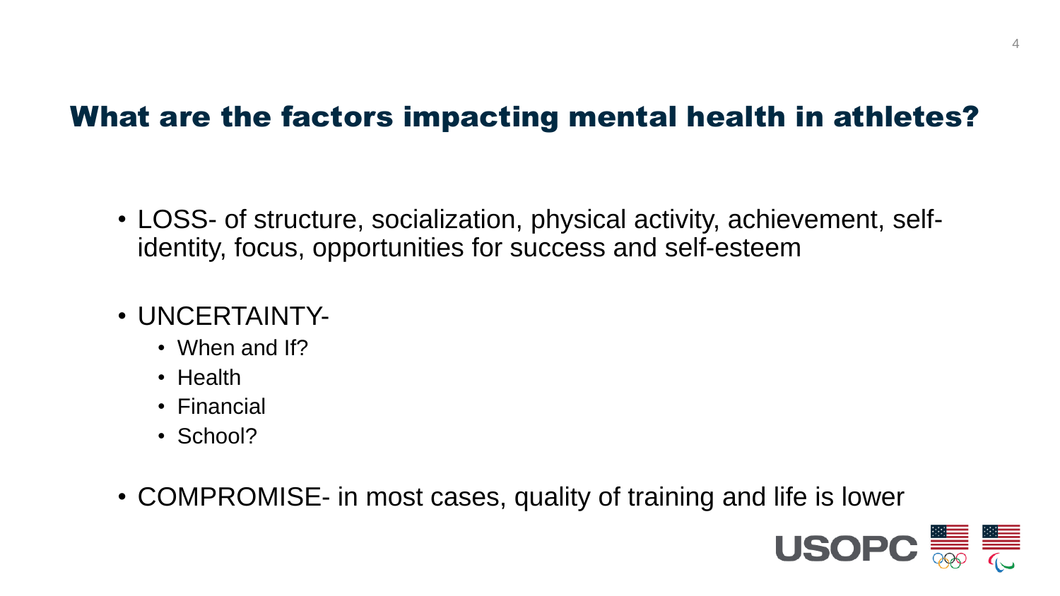## What are the factors impacting mental health in athletes?

- LOSS- of structure, socialization, physical activity, achievement, self-identity, focus, opportunities for success and self-esteem

- UNCERTAINTY-
  - When and If?
  - Health
  - Financial
  - School?

- COMPROMISE- in most cases, quality of training and life is lower

USOPC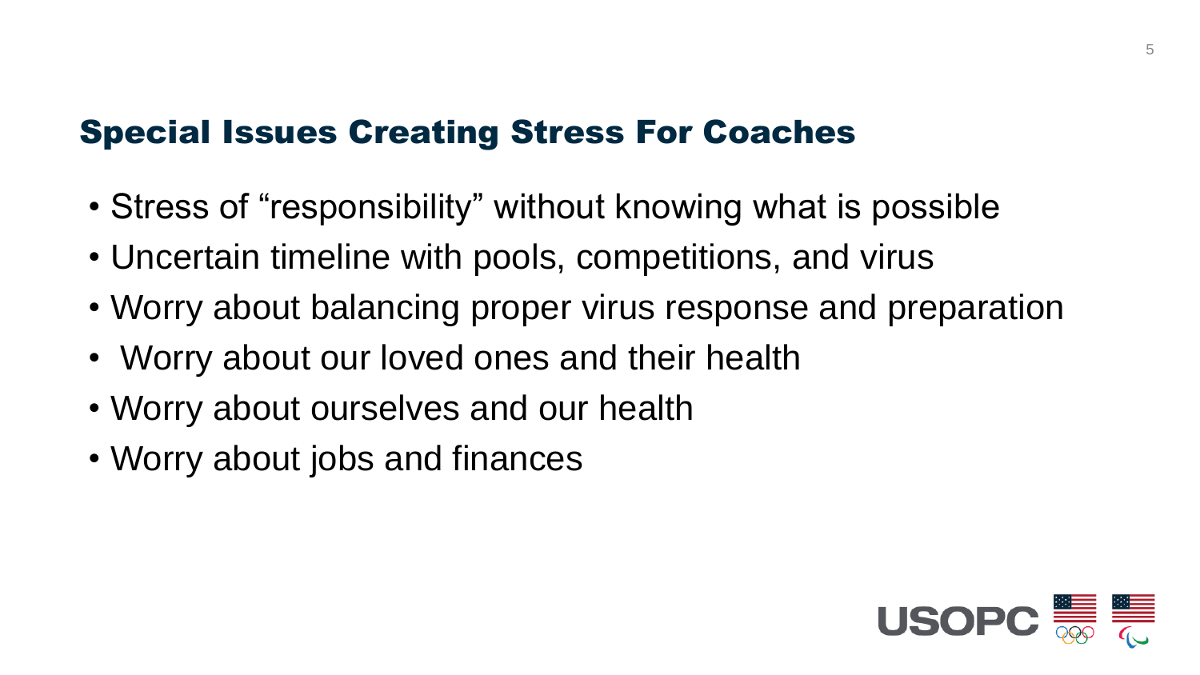## Special Issues Creating Stress For Coaches

- Stress of "responsibility" without knowing what is possible
- Uncertain timeline with pools, competitions, and virus
- Worry about balancing proper virus response and preparation
- Worry about our loved ones and their health
- Worry about ourselves and our health
- Worry about jobs and finances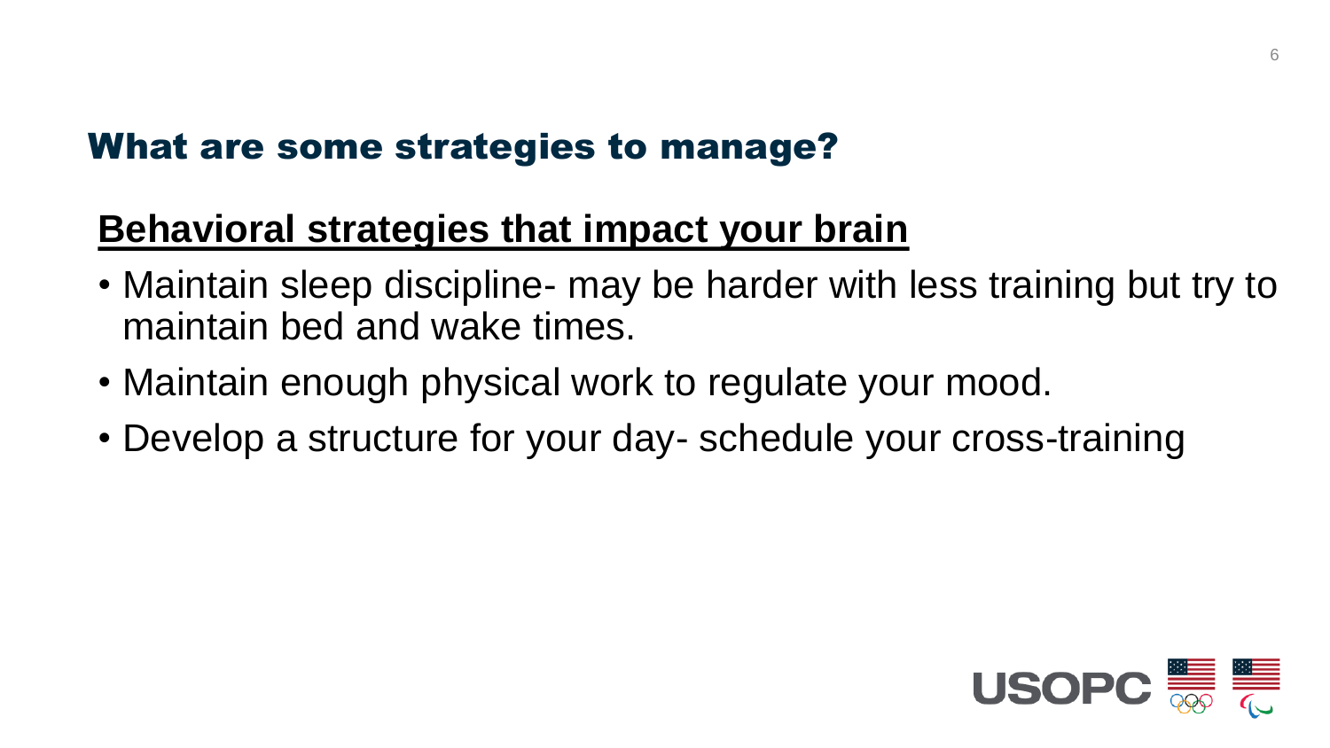## What are some strategies to manage?

**Behavioral strategies that impact your brain**

- Maintain sleep discipline- may be harder with less training but try to maintain bed and wake times.
- Maintain enough physical work to regulate your mood.
- Develop a structure for your day- schedule your cross-training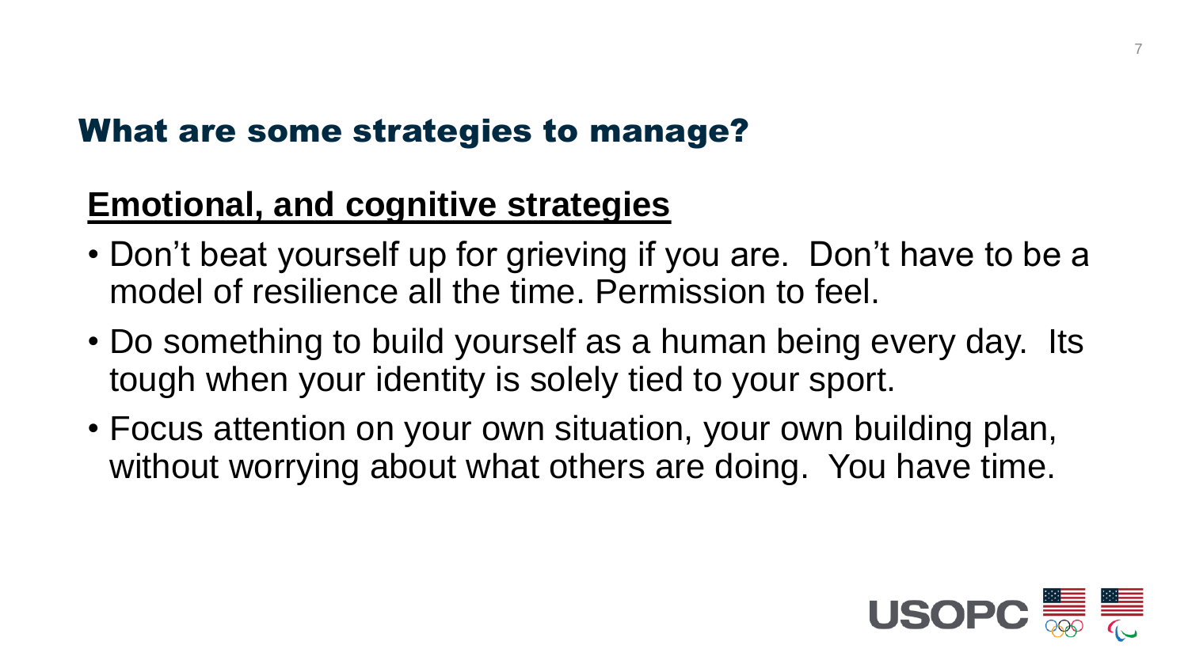## What are some strategies to manage?

### Emotional, and cognitive strategies

- Don't beat yourself up for grieving if you are.  Don't have to be a model of resilience all the time. Permission to feel.
- Do something to build yourself as a human being every day.  Its tough when your identity is solely tied to your sport.
- Focus attention on your own situation, your own building plan, without worrying about what others are doing.  You have time.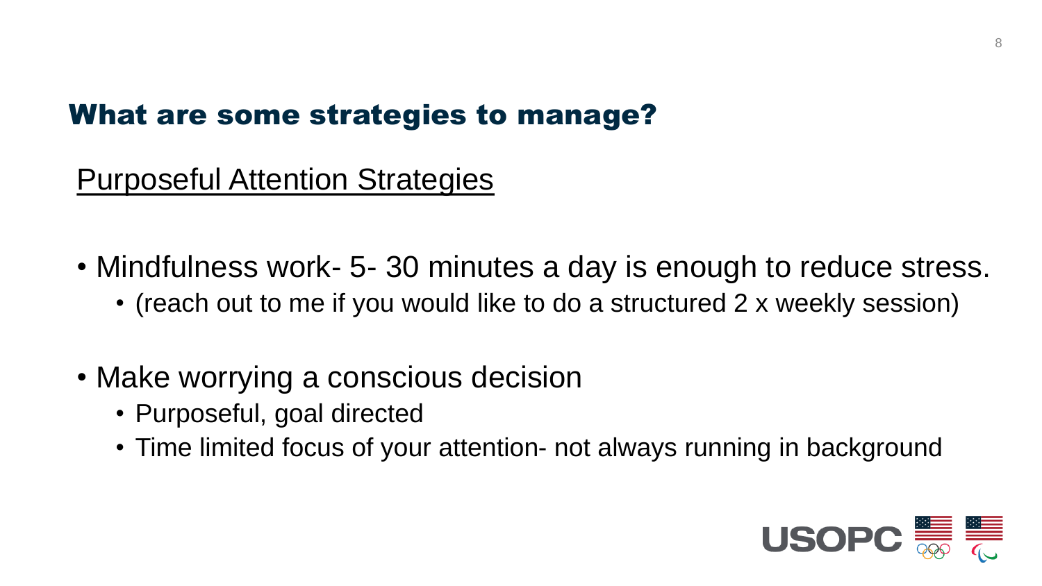## What are some strategies to manage?

### Purposeful Attention Strategies

- Mindfulness work- 5- 30 minutes a day is enough to reduce stress.
  - (reach out to me if you would like to do a structured 2 x weekly session)
- Make worrying a conscious decision
  - Purposeful, goal directed
  - Time limited focus of your attention- not always running in background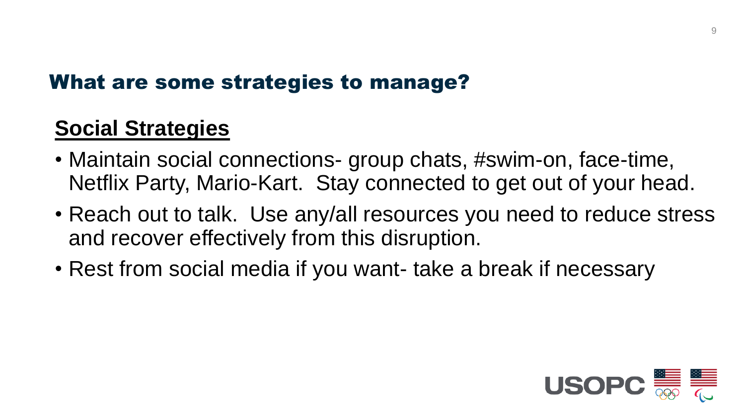## What are some strategies to manage?

### Social Strategies

- Maintain social connections- group chats, #swim-on, face-time, Netflix Party, Mario-Kart. Stay connected to get out of your head.
- Reach out to talk. Use any/all resources you need to reduce stress and recover effectively from this disruption.
- Rest from social media if you want- take a break if necessary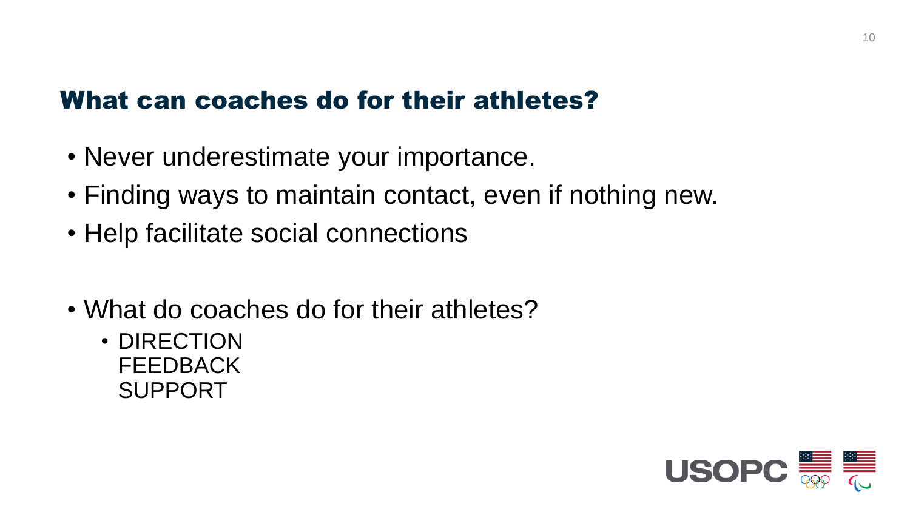## What can coaches do for their athletes?

- Never underestimate your importance.
- Finding ways to maintain contact, even if nothing new.
- Help facilitate social connections

- What do coaches do for their athletes?
  - DIRECTION
    FEEDBACK
    SUPPORT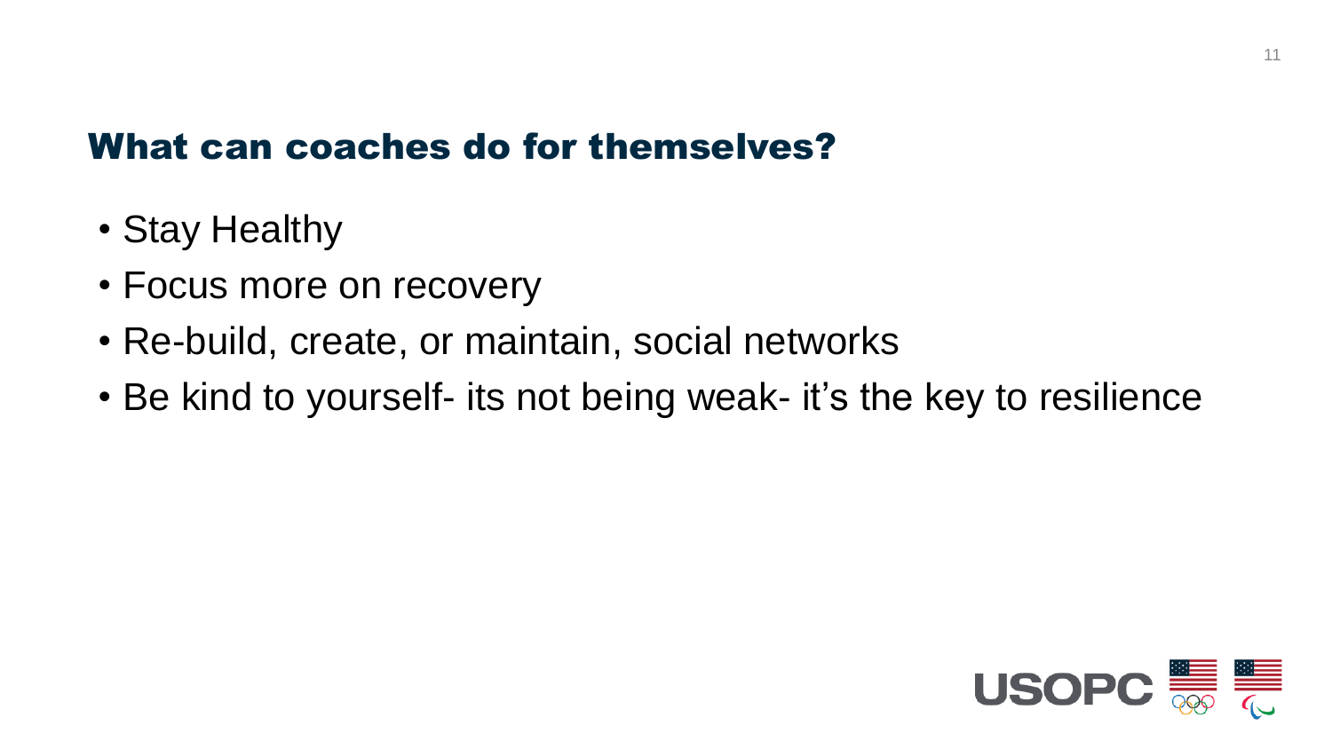## What can coaches do for themselves?

- Stay Healthy
- Focus more on recovery
- Re-build, create, or maintain, social networks
- Be kind to yourself- its not being weak- it’s the key to resilience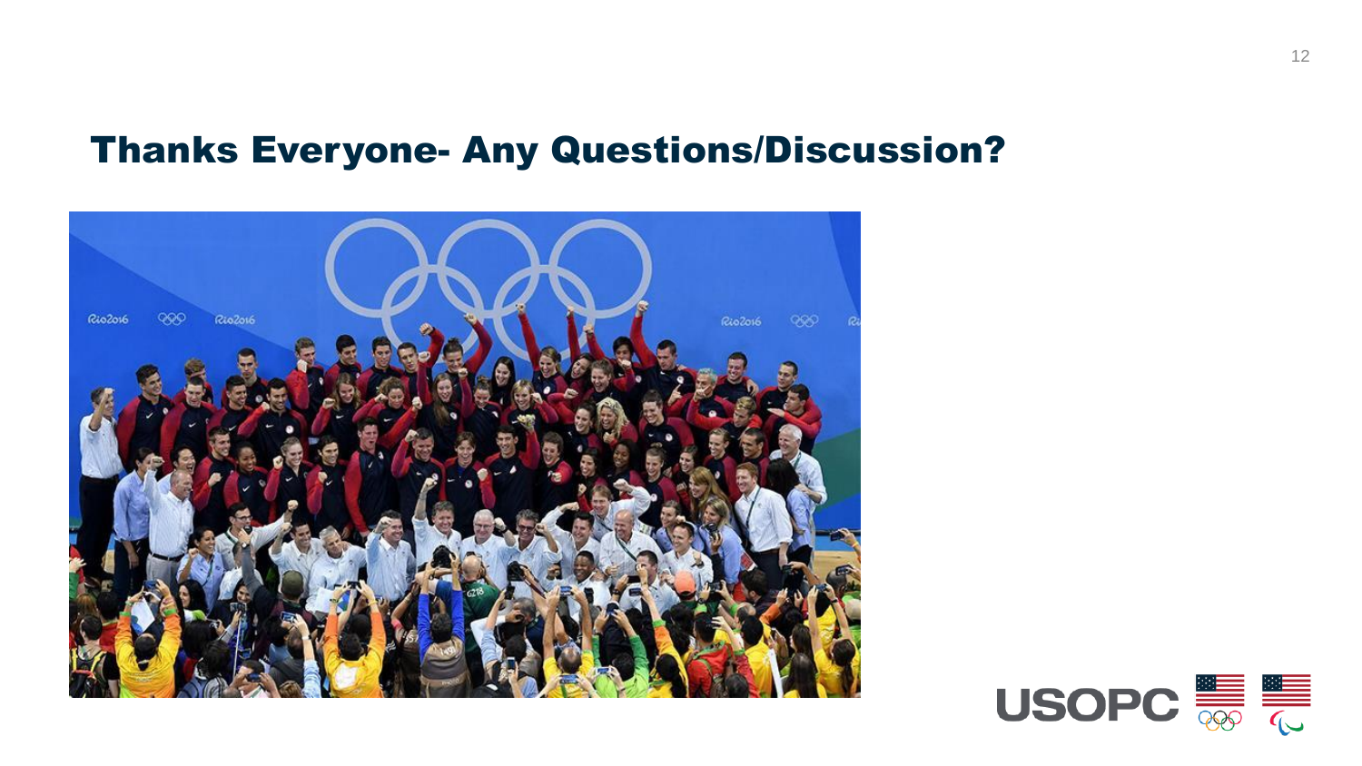# Thanks Everyone- Any Questions/Discussion?